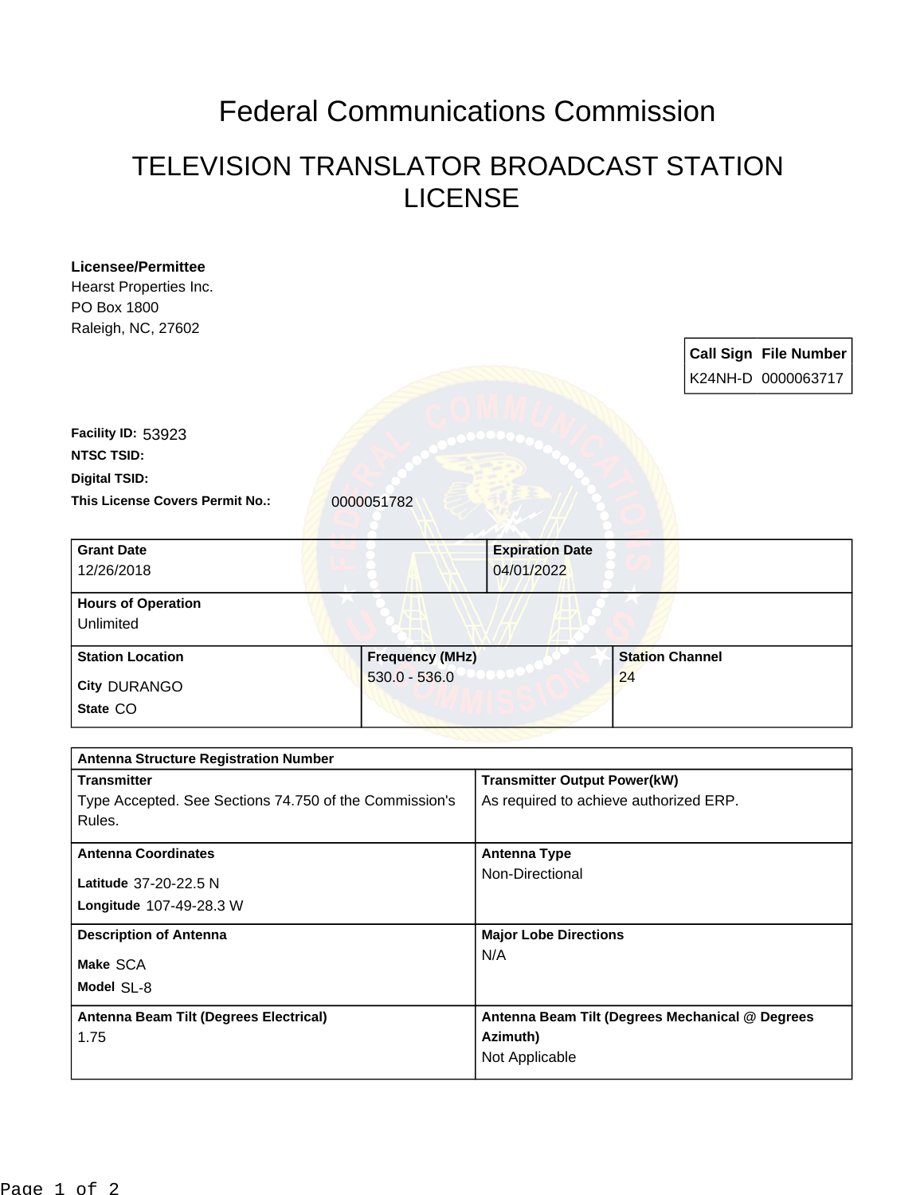# Federal Communications Commission

## TELEVISION TRANSLATOR BROADCAST STATION LICENSE

**Licensee/Permittee**
Hearst Properties Inc.
PO Box 1800
Raleigh, NC, 27602

| Call Sign | File Number |
|---|---|
| K24NH-D | 0000063717 |

**Facility ID:** 53923
**NTSC TSID:**
**Digital TSID:**
**This License Covers Permit No.:** 0000051782

| Grant Date | Expiration Date |
|---|---|
| 12/26/2018 | 04/01/2022 |

| Hours of Operation |
|---|
| Unlimited |

| Station Location | Frequency (MHz) | Station Channel |
|---|---|---|
| City DURANGO<br>State CO | 530.0 - 536.0 | 24 |

| Antenna Structure Registration Number | |
|---|---|
| **Transmitter**<br>Type Accepted. See Sections 74.750 of the Commission's Rules. | **Transmitter Output Power(kW)**<br>As required to achieve authorized ERP. |
| **Antenna Coordinates**<br>Latitude 37-20-22.5 N<br>Longitude 107-49-28.3 W | **Antenna Type**<br>Non-Directional |
| **Description of Antenna**<br>Make SCA<br>Model SL-8 | **Major Lobe Directions**<br>N/A |
| **Antenna Beam Tilt (Degrees Electrical)**<br>1.75 | **Antenna Beam Tilt (Degrees Mechanical @ Degrees Azimuth)**<br>Not Applicable |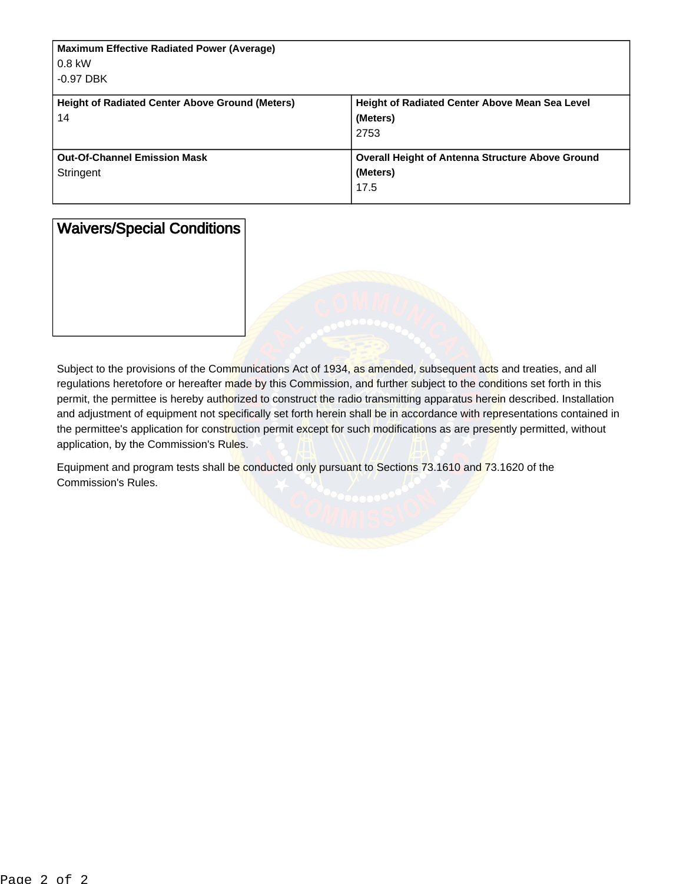| | |
|---|---|
| **Maximum Effective Radiated Power (Average)**<br>0.8 kW<br>-0.97 DBK | |
| **Height of Radiated Center Above Ground (Meters)**<br>14 | **Height of Radiated Center Above Mean Sea Level (Meters)**<br>2753 |
| **Out-Of-Channel Emission Mask**<br>Stringent | **Overall Height of Antenna Structure Above Ground (Meters)**<br>17.5 |

## Waivers/Special Conditions

Subject to the provisions of the Communications Act of 1934, as amended, subsequent acts and treaties, and all regulations heretofore or hereafter made by this Commission, and further subject to the conditions set forth in this permit, the permittee is hereby authorized to construct the radio transmitting apparatus herein described. Installation and adjustment of equipment not specifically set forth herein shall be in accordance with representations contained in the permittee's application for construction permit except for such modifications as are presently permitted, without application, by the Commission's Rules.

Equipment and program tests shall be conducted only pursuant to Sections 73.1610 and 73.1620 of the Commission's Rules.